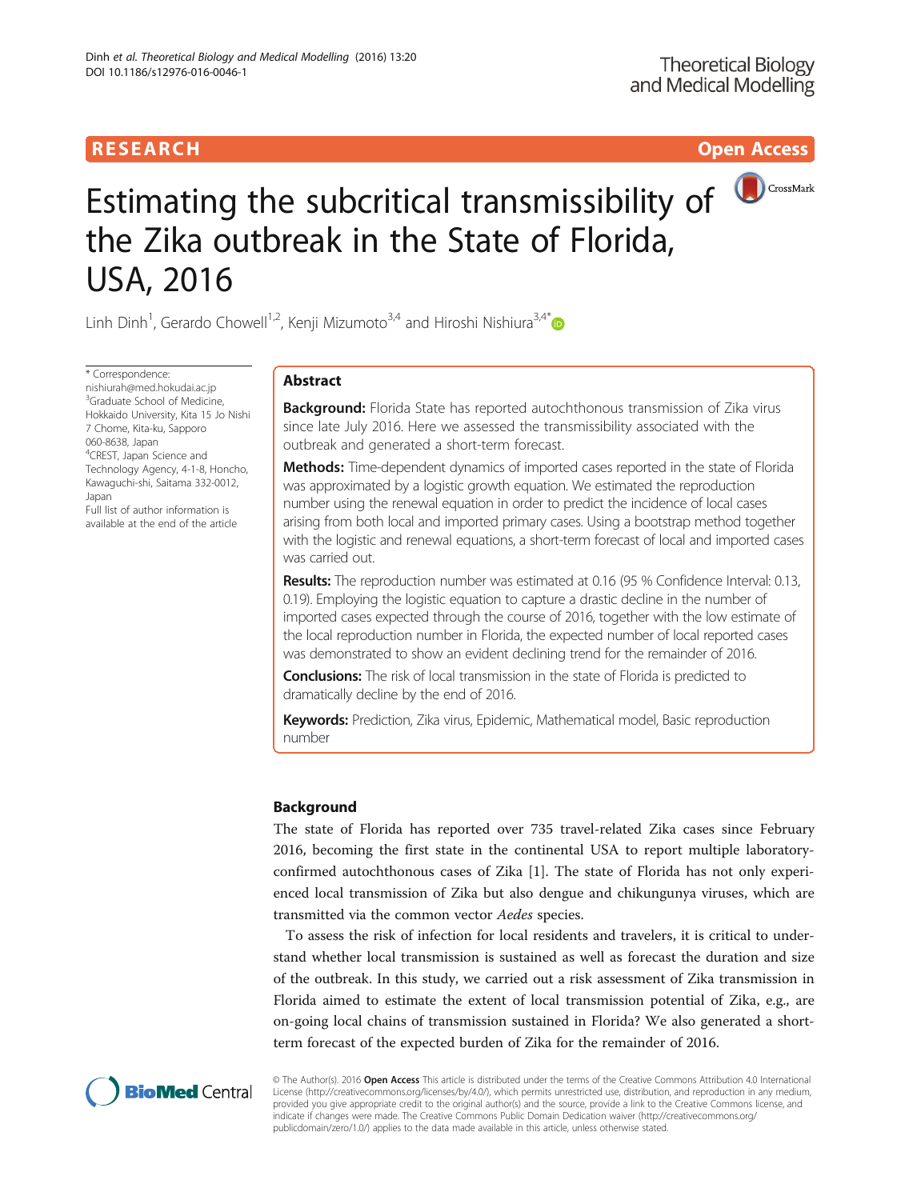RESEARCH

Open Access

# Estimating the subcritical transmissibility of the Zika outbreak in the State of Florida, USA, 2016

Linh Dinh[1], Gerardo Chowell[1,2], Kenji Mizumoto[3,4] and Hiroshi Nishiura[3,4*]

\* Correspondence: nishiurah@med.hokudai.ac.jp
[3]Graduate School of Medicine, Hokkaido University, Kita 15 Jo Nishi 7 Chome, Kita-ku, Sapporo 060-8638, Japan
[4]CREST, Japan Science and Technology Agency, 4-1-8, Honcho, Kawaguchi-shi, Saitama 332-0012, Japan
Full list of author information is available at the end of the article

## Abstract

**Background:** Florida State has reported autochthonous transmission of Zika virus since late July 2016. Here we assessed the transmissibility associated with the outbreak and generated a short-term forecast.

**Methods:** Time-dependent dynamics of imported cases reported in the state of Florida was approximated by a logistic growth equation. We estimated the reproduction number using the renewal equation in order to predict the incidence of local cases arising from both local and imported primary cases. Using a bootstrap method together with the logistic and renewal equations, a short-term forecast of local and imported cases was carried out.

**Results:** The reproduction number was estimated at 0.16 (95 % Confidence Interval: 0.13, 0.19). Employing the logistic equation to capture a drastic decline in the number of imported cases expected through the course of 2016, together with the low estimate of the local reproduction number in Florida, the expected number of local reported cases was demonstrated to show an evident declining trend for the remainder of 2016.

**Conclusions:** The risk of local transmission in the state of Florida is predicted to dramatically decline by the end of 2016.

**Keywords:** Prediction, Zika virus, Epidemic, Mathematical model, Basic reproduction number

## Background

The state of Florida has reported over 735 travel-related Zika cases since February 2016, becoming the first state in the continental USA to report multiple laboratory-confirmed autochthonous cases of Zika [1]. The state of Florida has not only experienced local transmission of Zika but also dengue and chikungunya viruses, which are transmitted via the common vector *Aedes* species.

To assess the risk of infection for local residents and travelers, it is critical to understand whether local transmission is sustained as well as forecast the duration and size of the outbreak. In this study, we carried out a risk assessment of Zika transmission in Florida aimed to estimate the extent of local transmission potential of Zika, e.g., are on-going local chains of transmission sustained in Florida? We also generated a short-term forecast of the expected burden of Zika for the remainder of 2016.

© The Author(s). 2016 **Open Access** This article is distributed under the terms of the Creative Commons Attribution 4.0 International License (http://creativecommons.org/licenses/by/4.0/), which permits unrestricted use, distribution, and reproduction in any medium, provided you give appropriate credit to the original author(s) and the source, provide a link to the Creative Commons license, and indicate if changes were made. The Creative Commons Public Domain Dedication waiver (http://creativecommons.org/publicdomain/zero/1.0/) applies to the data made available in this article, unless otherwise stated.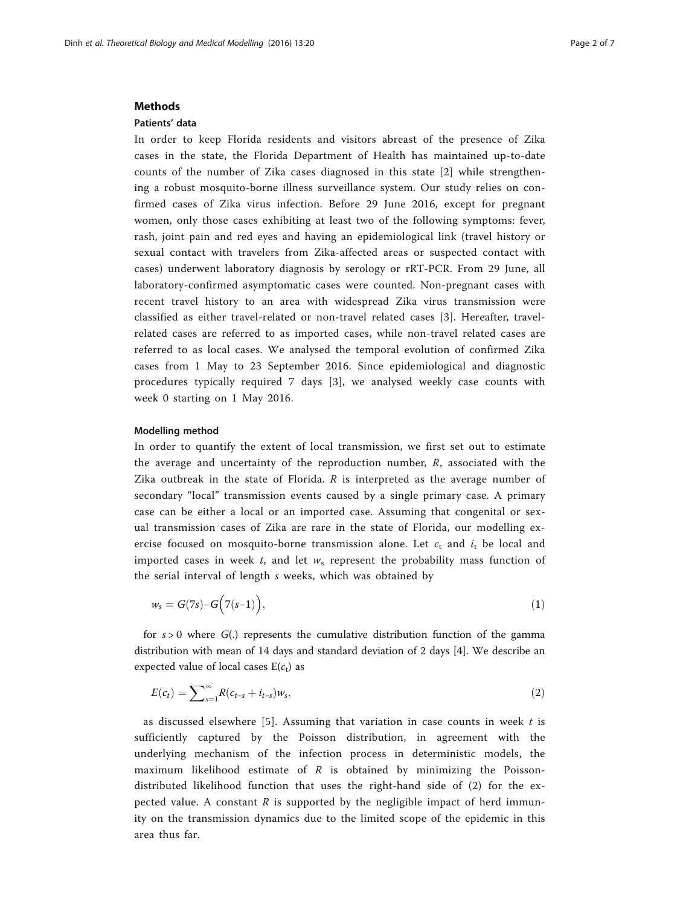## Methods

### Patients' data

In order to keep Florida residents and visitors abreast of the presence of Zika cases in the state, the Florida Department of Health has maintained up-to-date counts of the number of Zika cases diagnosed in this state [2] while strengthening a robust mosquito-borne illness surveillance system. Our study relies on confirmed cases of Zika virus infection. Before 29 June 2016, except for pregnant women, only those cases exhibiting at least two of the following symptoms: fever, rash, joint pain and red eyes and having an epidemiological link (travel history or sexual contact with travelers from Zika-affected areas or suspected contact with cases) underwent laboratory diagnosis by serology or rRT-PCR. From 29 June, all laboratory-confirmed asymptomatic cases were counted. Non-pregnant cases with recent travel history to an area with widespread Zika virus transmission were classified as either travel-related or non-travel related cases [3]. Hereafter, travel-related cases are referred to as imported cases, while non-travel related cases are referred to as local cases. We analysed the temporal evolution of confirmed Zika cases from 1 May to 23 September 2016. Since epidemiological and diagnostic procedures typically required 7 days [3], we analysed weekly case counts with week 0 starting on 1 May 2016.

### Modelling method

In order to quantify the extent of local transmission, we first set out to estimate the average and uncertainty of the reproduction number, $R$, associated with the Zika outbreak in the state of Florida. $R$ is interpreted as the average number of secondary "local" transmission events caused by a single primary case. A primary case can be either a local or an imported case. Assuming that congenital or sexual transmission cases of Zika are rare in the state of Florida, our modelling exercise focused on mosquito-borne transmission alone. Let $c_t$ and $i_t$ be local and imported cases in week $t$, and let $w_s$ represent the probability mass function of the serial interval of length $s$ weeks, which was obtained by

$$w_s = G(7s) - G\Big(7(s-1)\Big), \tag{1}$$

for $s > 0$ where $G(.)$ represents the cumulative distribution function of the gamma distribution with mean of 14 days and standard deviation of 2 days [4]. We describe an expected value of local cases $E(c_t)$ as

$$E(c_t) = \sum_{s=1}^{\infty} R(c_{t-s} + i_{t-s})w_s, \tag{2}$$

as discussed elsewhere [5]. Assuming that variation in case counts in week $t$ is sufficiently captured by the Poisson distribution, in agreement with the underlying mechanism of the infection process in deterministic models, the maximum likelihood estimate of $R$ is obtained by minimizing the Poisson-distributed likelihood function that uses the right-hand side of (2) for the expected value. A constant $R$ is supported by the negligible impact of herd immunity on the transmission dynamics due to the limited scope of the epidemic in this area thus far.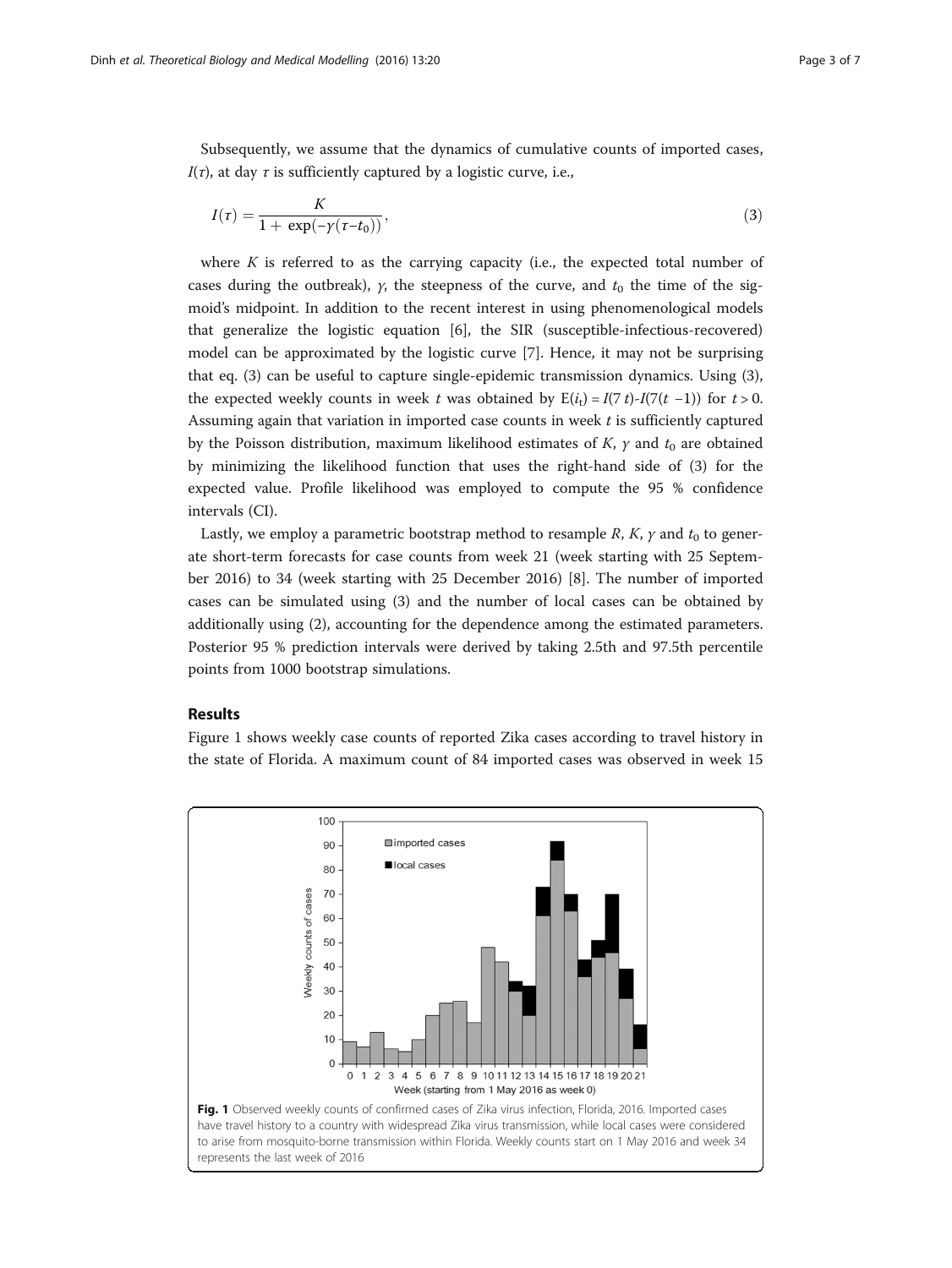Subsequently, we assume that the dynamics of cumulative counts of imported cases, $I(\tau)$, at day $\tau$ is sufficiently captured by a logistic curve, i.e.,

$$I(\tau) = \frac{K}{1 + \exp(-\gamma(\tau - t_0))}, \tag{3}$$

where $K$ is referred to as the carrying capacity (i.e., the expected total number of cases during the outbreak), $\gamma$, the steepness of the curve, and $t_0$ the time of the sigmoid's midpoint. In addition to the recent interest in using phenomenological models that generalize the logistic equation [6], the SIR (susceptible-infectious-recovered) model can be approximated by the logistic curve [7]. Hence, it may not be surprising that eq. (3) can be useful to capture single-epidemic transmission dynamics. Using (3), the expected weekly counts in week $t$ was obtained by $E(i_t) = I(7t) - I(7(t-1))$ for $t > 0$. Assuming again that variation in imported case counts in week $t$ is sufficiently captured by the Poisson distribution, maximum likelihood estimates of $K$, $\gamma$ and $t_0$ are obtained by minimizing the likelihood function that uses the right-hand side of (3) for the expected value. Profile likelihood was employed to compute the 95 % confidence intervals (CI).

Lastly, we employ a parametric bootstrap method to resample $R$, $K$, $\gamma$ and $t_0$ to generate short-term forecasts for case counts from week 21 (week starting with 25 September 2016) to 34 (week starting with 25 December 2016) [8]. The number of imported cases can be simulated using (3) and the number of local cases can be obtained by additionally using (2), accounting for the dependence among the estimated parameters. Posterior 95 % prediction intervals were derived by taking 2.5th and 97.5th percentile points from 1000 bootstrap simulations.

## Results

Figure 1 shows weekly case counts of reported Zika cases according to travel history in the state of Florida. A maximum count of 84 imported cases was observed in week 15

**Fig. 1** Observed weekly counts of confirmed cases of Zika virus infection, Florida, 2016. Imported cases have travel history to a country with widespread Zika virus transmission, while local cases were considered to arise from mosquito-borne transmission within Florida. Weekly counts start on 1 May 2016 and week 34 represents the last week of 2016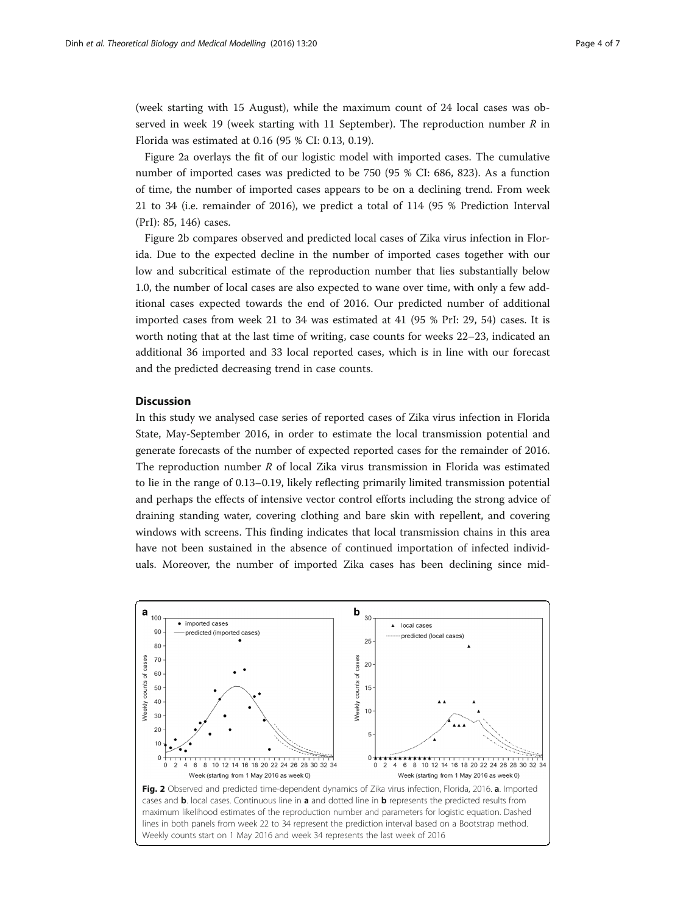(week starting with 15 August), while the maximum count of 24 local cases was observed in week 19 (week starting with 11 September). The reproduction number $R$ in Florida was estimated at 0.16 (95 % CI: 0.13, 0.19).

Figure 2a overlays the fit of our logistic model with imported cases. The cumulative number of imported cases was predicted to be 750 (95 % CI: 686, 823). As a function of time, the number of imported cases appears to be on a declining trend. From week 21 to 34 (i.e. remainder of 2016), we predict a total of 114 (95 % Prediction Interval (PrI): 85, 146) cases.

Figure 2b compares observed and predicted local cases of Zika virus infection in Florida. Due to the expected decline in the number of imported cases together with our low and subcritical estimate of the reproduction number that lies substantially below 1.0, the number of local cases are also expected to wane over time, with only a few additional cases expected towards the end of 2016. Our predicted number of additional imported cases from week 21 to 34 was estimated at 41 (95 % PrI: 29, 54) cases. It is worth noting that at the last time of writing, case counts for weeks 22–23, indicated an additional 36 imported and 33 local reported cases, which is in line with our forecast and the predicted decreasing trend in case counts.

## Discussion

In this study we analysed case series of reported cases of Zika virus infection in Florida State, May-September 2016, in order to estimate the local transmission potential and generate forecasts of the number of expected reported cases for the remainder of 2016. The reproduction number $R$ of local Zika virus transmission in Florida was estimated to lie in the range of 0.13–0.19, likely reflecting primarily limited transmission potential and perhaps the effects of intensive vector control efforts including the strong advice of draining standing water, covering clothing and bare skin with repellent, and covering windows with screens. This finding indicates that local transmission chains in this area have not been sustained in the absence of continued importation of infected individuals. Moreover, the number of imported Zika cases has been declining since mid-

**Fig. 2** Observed and predicted time-dependent dynamics of Zika virus infection, Florida, 2016. **a**. Imported cases and **b**. local cases. Continuous line in **a** and dotted line in **b** represents the predicted results from maximum likelihood estimates of the reproduction number and parameters for logistic equation. Dashed lines in both panels from week 22 to 34 represent the prediction interval based on a Bootstrap method. Weekly counts start on 1 May 2016 and week 34 represents the last week of 2016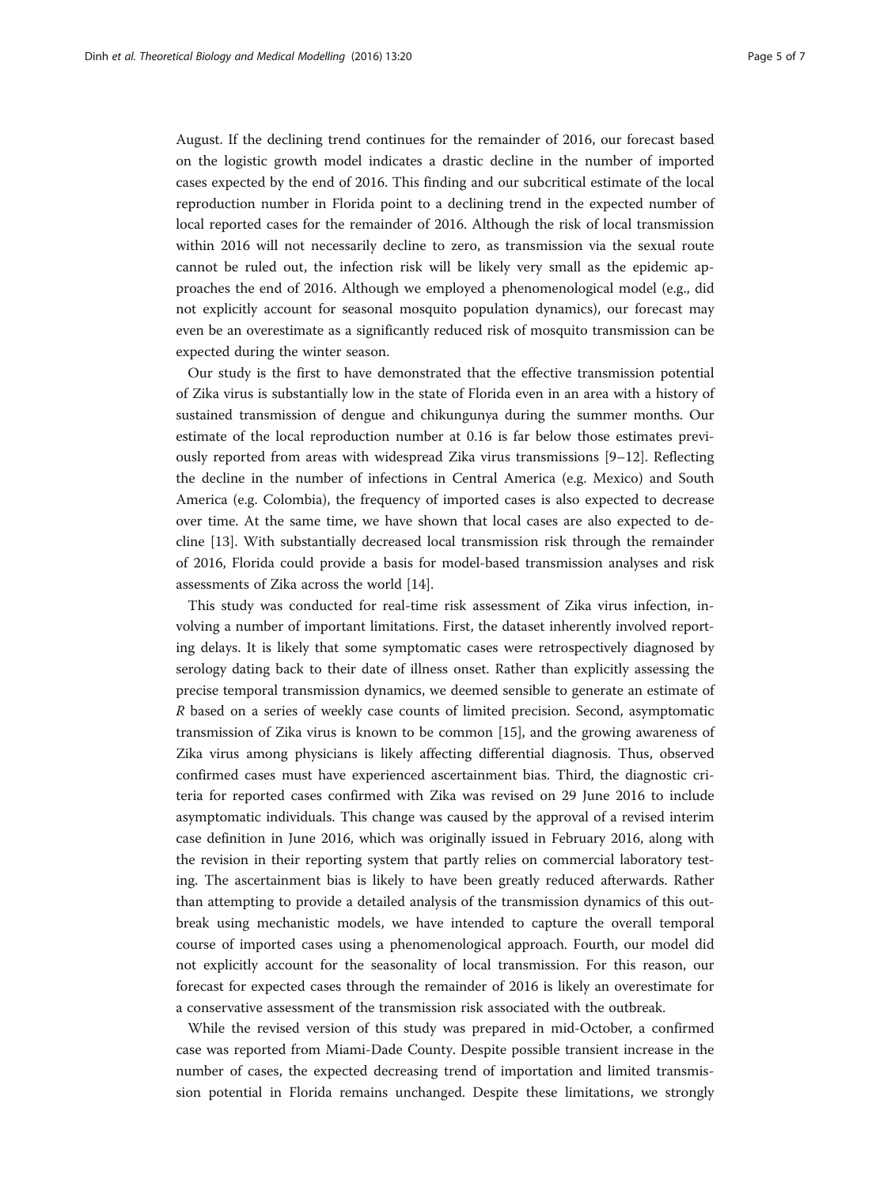August. If the declining trend continues for the remainder of 2016, our forecast based on the logistic growth model indicates a drastic decline in the number of imported cases expected by the end of 2016. This finding and our subcritical estimate of the local reproduction number in Florida point to a declining trend in the expected number of local reported cases for the remainder of 2016. Although the risk of local transmission within 2016 will not necessarily decline to zero, as transmission via the sexual route cannot be ruled out, the infection risk will be likely very small as the epidemic approaches the end of 2016. Although we employed a phenomenological model (e.g., did not explicitly account for seasonal mosquito population dynamics), our forecast may even be an overestimate as a significantly reduced risk of mosquito transmission can be expected during the winter season.

Our study is the first to have demonstrated that the effective transmission potential of Zika virus is substantially low in the state of Florida even in an area with a history of sustained transmission of dengue and chikungunya during the summer months. Our estimate of the local reproduction number at 0.16 is far below those estimates previously reported from areas with widespread Zika virus transmissions [9–12]. Reflecting the decline in the number of infections in Central America (e.g. Mexico) and South America (e.g. Colombia), the frequency of imported cases is also expected to decrease over time. At the same time, we have shown that local cases are also expected to decline [13]. With substantially decreased local transmission risk through the remainder of 2016, Florida could provide a basis for model-based transmission analyses and risk assessments of Zika across the world [14].

This study was conducted for real-time risk assessment of Zika virus infection, involving a number of important limitations. First, the dataset inherently involved reporting delays. It is likely that some symptomatic cases were retrospectively diagnosed by serology dating back to their date of illness onset. Rather than explicitly assessing the precise temporal transmission dynamics, we deemed sensible to generate an estimate of $R$ based on a series of weekly case counts of limited precision. Second, asymptomatic transmission of Zika virus is known to be common [15], and the growing awareness of Zika virus among physicians is likely affecting differential diagnosis. Thus, observed confirmed cases must have experienced ascertainment bias. Third, the diagnostic criteria for reported cases confirmed with Zika was revised on 29 June 2016 to include asymptomatic individuals. This change was caused by the approval of a revised interim case definition in June 2016, which was originally issued in February 2016, along with the revision in their reporting system that partly relies on commercial laboratory testing. The ascertainment bias is likely to have been greatly reduced afterwards. Rather than attempting to provide a detailed analysis of the transmission dynamics of this outbreak using mechanistic models, we have intended to capture the overall temporal course of imported cases using a phenomenological approach. Fourth, our model did not explicitly account for the seasonality of local transmission. For this reason, our forecast for expected cases through the remainder of 2016 is likely an overestimate for a conservative assessment of the transmission risk associated with the outbreak.

While the revised version of this study was prepared in mid-October, a confirmed case was reported from Miami-Dade County. Despite possible transient increase in the number of cases, the expected decreasing trend of importation and limited transmission potential in Florida remains unchanged. Despite these limitations, we strongly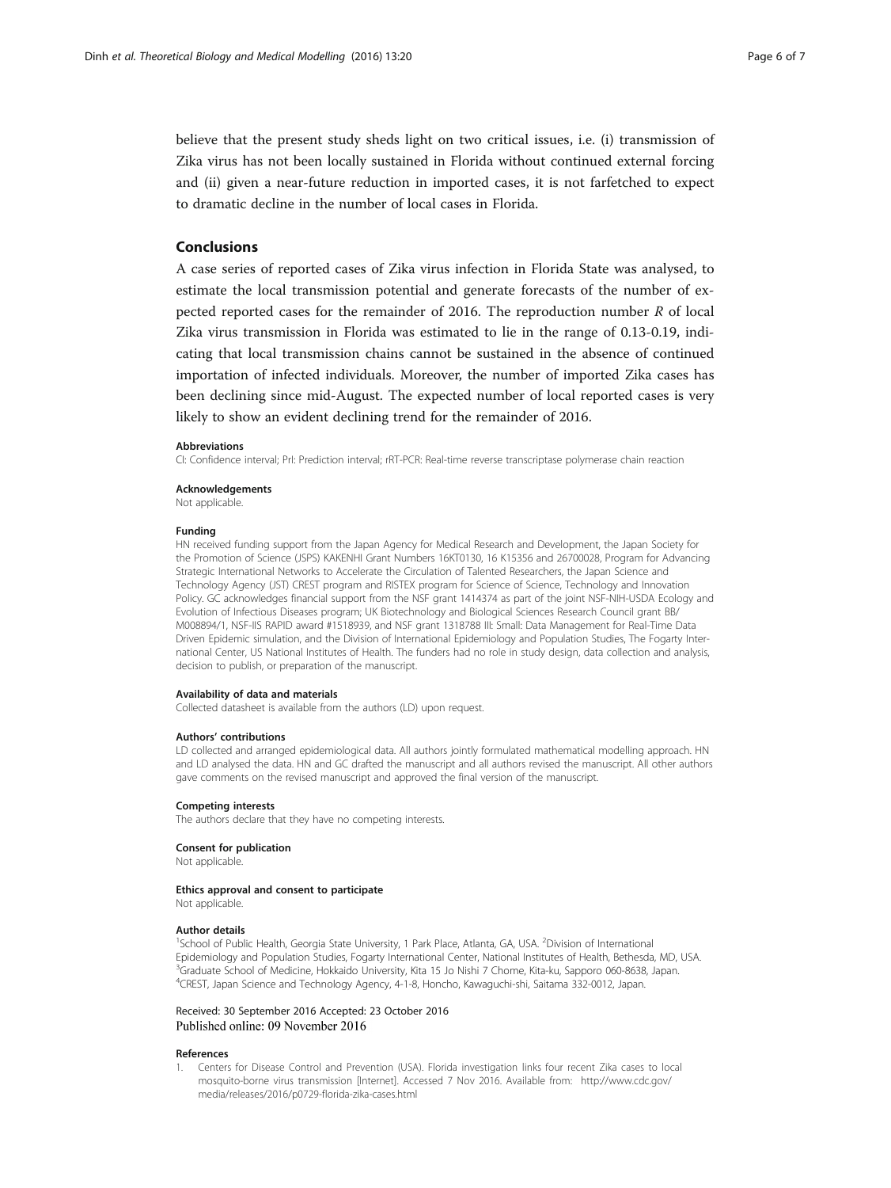believe that the present study sheds light on two critical issues, i.e. (i) transmission of Zika virus has not been locally sustained in Florida without continued external forcing and (ii) given a near-future reduction in imported cases, it is not farfetched to expect to dramatic decline in the number of local cases in Florida.

## Conclusions

A case series of reported cases of Zika virus infection in Florida State was analysed, to estimate the local transmission potential and generate forecasts of the number of expected reported cases for the remainder of 2016. The reproduction number $R$ of local Zika virus transmission in Florida was estimated to lie in the range of 0.13-0.19, indicating that local transmission chains cannot be sustained in the absence of continued importation of infected individuals. Moreover, the number of imported Zika cases has been declining since mid-August. The expected number of local reported cases is very likely to show an evident declining trend for the remainder of 2016.

#### Abbreviations

CI: Confidence interval; PrI: Prediction interval; rRT-PCR: Real-time reverse transcriptase polymerase chain reaction

#### Acknowledgements

Not applicable.

#### Funding

HN received funding support from the Japan Agency for Medical Research and Development, the Japan Society for the Promotion of Science (JSPS) KAKENHI Grant Numbers 16KT0130, 16 K15356 and 26700028, Program for Advancing Strategic International Networks to Accelerate the Circulation of Talented Researchers, the Japan Science and Technology Agency (JST) CREST program and RISTEX program for Science of Science, Technology and Innovation Policy. GC acknowledges financial support from the NSF grant 1414374 as part of the joint NSF-NIH-USDA Ecology and Evolution of Infectious Diseases program; UK Biotechnology and Biological Sciences Research Council grant BB/M008894/1, NSF-IIS RAPID award #1518939, and NSF grant 1318788 III: Small: Data Management for Real-Time Data Driven Epidemic simulation, and the Division of International Epidemiology and Population Studies, The Fogarty International Center, US National Institutes of Health. The funders had no role in study design, data collection and analysis, decision to publish, or preparation of the manuscript.

#### Availability of data and materials

Collected datasheet is available from the authors (LD) upon request.

#### Authors' contributions

LD collected and arranged epidemiological data. All authors jointly formulated mathematical modelling approach. HN and LD analysed the data. HN and GC drafted the manuscript and all authors revised the manuscript. All other authors gave comments on the revised manuscript and approved the final version of the manuscript.

#### Competing interests

The authors declare that they have no competing interests.

#### Consent for publication

Not applicable.

#### Ethics approval and consent to participate

Not applicable.

#### Author details

[1]School of Public Health, Georgia State University, 1 Park Place, Atlanta, GA, USA. [2]Division of International Epidemiology and Population Studies, Fogarty International Center, National Institutes of Health, Bethesda, MD, USA. [3]Graduate School of Medicine, Hokkaido University, Kita 15 Jo Nishi 7 Chome, Kita-ku, Sapporo 060-8638, Japan. [4]CREST, Japan Science and Technology Agency, 4-1-8, Honcho, Kawaguchi-shi, Saitama 332-0012, Japan.

Received: 30 September 2016 Accepted: 23 October 2016
Published online: 09 November 2016

#### References

1. Centers for Disease Control and Prevention (USA). Florida investigation links four recent Zika cases to local mosquito-borne virus transmission [Internet]. Accessed 7 Nov 2016. Available from: http://www.cdc.gov/media/releases/2016/p0729-florida-zika-cases.html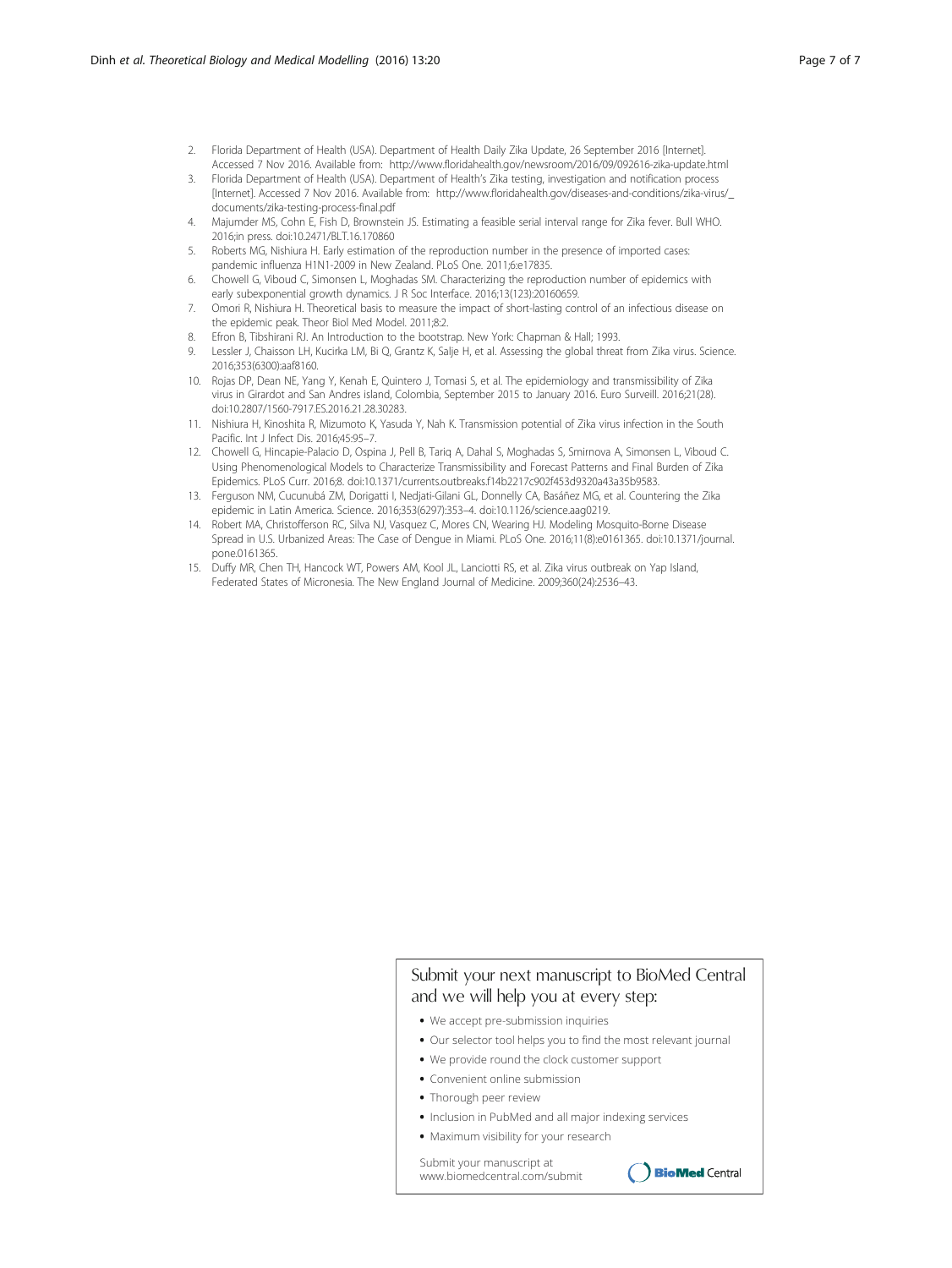2. Florida Department of Health (USA). Department of Health Daily Zika Update, 26 September 2016 [Internet]. Accessed 7 Nov 2016. Available from: http://www.floridahealth.gov/newsroom/2016/09/092616-zika-update.html
3. Florida Department of Health (USA). Department of Health's Zika testing, investigation and notification process [Internet]. Accessed 7 Nov 2016. Available from: http://www.floridahealth.gov/diseases-and-conditions/zika-virus/_documents/zika-testing-process-final.pdf
4. Majumder MS, Cohn E, Fish D, Brownstein JS. Estimating a feasible serial interval range for Zika fever. Bull WHO. 2016;in press. doi:10.2471/BLT.16.170860
5. Roberts MG, Nishiura H. Early estimation of the reproduction number in the presence of imported cases: pandemic influenza H1N1-2009 in New Zealand. PLoS One. 2011;6:e17835.
6. Chowell G, Viboud C, Simonsen L, Moghadas SM. Characterizing the reproduction number of epidemics with early subexponential growth dynamics. J R Soc Interface. 2016;13(123):20160659.
7. Omori R, Nishiura H. Theoretical basis to measure the impact of short-lasting control of an infectious disease on the epidemic peak. Theor Biol Med Model. 2011;8:2.
8. Efron B, Tibshirani RJ. An Introduction to the bootstrap. New York: Chapman & Hall; 1993.
9. Lessler J, Chaisson LH, Kucirka LM, Bi Q, Grantz K, Salje H, et al. Assessing the global threat from Zika virus. Science. 2016;353(6300):aaf8160.
10. Rojas DP, Dean NE, Yang Y, Kenah E, Quintero J, Tomasi S, et al. The epidemiology and transmissibility of Zika virus in Girardot and San Andres island, Colombia, September 2015 to January 2016. Euro Surveill. 2016;21(28). doi:10.2807/1560-7917.ES.2016.21.28.30283.
11. Nishiura H, Kinoshita R, Mizumoto K, Yasuda Y, Nah K. Transmission potential of Zika virus infection in the South Pacific. Int J Infect Dis. 2016;45:95–7.
12. Chowell G, Hincapie-Palacio D, Ospina J, Pell B, Tariq A, Dahal S, Moghadas S, Smirnova A, Simonsen L, Viboud C. Using Phenomenological Models to Characterize Transmissibility and Forecast Patterns and Final Burden of Zika Epidemics. PLoS Curr. 2016;8. doi:10.1371/currents.outbreaks.f14b2217c902f453d9320a43a35b9583.
13. Ferguson NM, Cucunubá ZM, Dorigatti I, Nedjati-Gilani GL, Donnelly CA, Basáñez MG, et al. Countering the Zika epidemic in Latin America. Science. 2016;353(6297):353–4. doi:10.1126/science.aag0219.
14. Robert MA, Christofferson RC, Silva NJ, Vasquez C, Mores CN, Wearing HJ. Modeling Mosquito-Borne Disease Spread in U.S. Urbanized Areas: The Case of Dengue in Miami. PLoS One. 2016;11(8):e0161365. doi:10.1371/journal.pone.0161365.
15. Duffy MR, Chen TH, Hancock WT, Powers AM, Kool JL, Lanciotti RS, et al. Zika virus outbreak on Yap Island, Federated States of Micronesia. The New England Journal of Medicine. 2009;360(24):2536–43.

Submit your next manuscript to BioMed Central and we will help you at every step:

- We accept pre-submission inquiries
- Our selector tool helps you to find the most relevant journal
- We provide round the clock customer support
- Convenient online submission
- Thorough peer review
- Inclusion in PubMed and all major indexing services
- Maximum visibility for your research

Submit your manuscript at www.biomedcentral.com/submit

BioMed Central